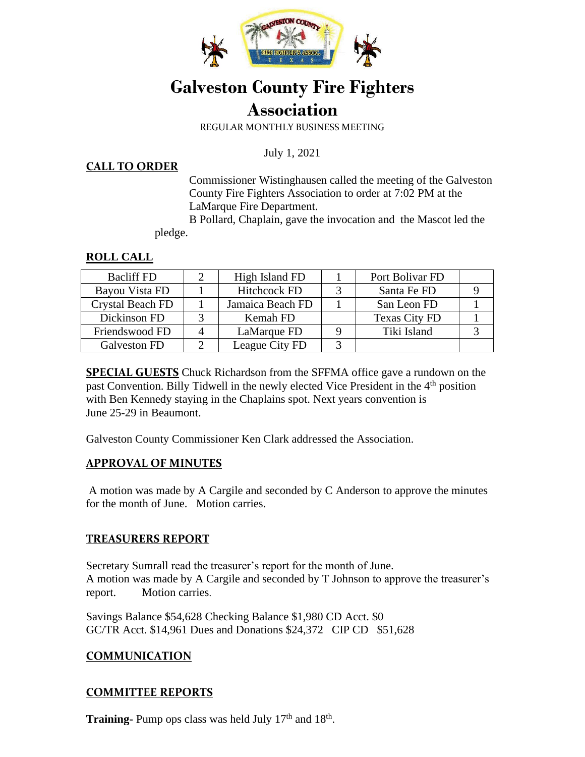# Galveston County Fire Fighters Association

REGULAR MONTHLY BUSINESS MEETING

July 1, 2021

## CALL TO ORDER

Commissioner Wistinghausen called the meeting of the Galveston County Fire Fighters Association to order at 7:02 PM at the LaMarque Fire Department.

B Pollard, Chaplain, gave the invocation and the Mascot led the pledge.

## ROLL CALL

| Bacliff FD | 2 | High Island FD | 1 | Port Bolivar FD | |
|---|---|---|---|---|---|
| Bayou Vista FD | 1 | Hitchcock FD | 3 | Santa Fe FD | 9 |
| Crystal Beach FD | 1 | Jamaica Beach FD | 1 | San Leon FD | 1 |
| Dickinson FD | 3 | Kemah FD | | Texas City FD | 1 |
| Friendswood FD | 4 | LaMarque FD | 9 | Tiki Island | 3 |
| Galveston FD | 2 | League City FD | 3 | | |

**SPECIAL GUESTS** Chuck Richardson from the SFFMA office gave a rundown on the past Convention. Billy Tidwell in the newly elected Vice President in the 4th position with Ben Kennedy staying in the Chaplains spot. Next years convention is June 25-29 in Beaumont.

Galveston County Commissioner Ken Clark addressed the Association.

## APPROVAL OF MINUTES

A motion was made by A Cargile and seconded by C Anderson to approve the minutes for the month of June. Motion carries.

## TREASURERS REPORT

Secretary Sumrall read the treasurer's report for the month of June.
A motion was made by A Cargile and seconded by T Johnson to approve the treasurer's report. Motion carries.

Savings Balance $54,628 Checking Balance $1,980 CD Acct. $0
GC/TR Acct. $14,961 Dues and Donations $24,372 CIP CD $51,628

## COMMUNICATION

## COMMITTEE REPORTS

**Training**- Pump ops class was held July 17th and 18th.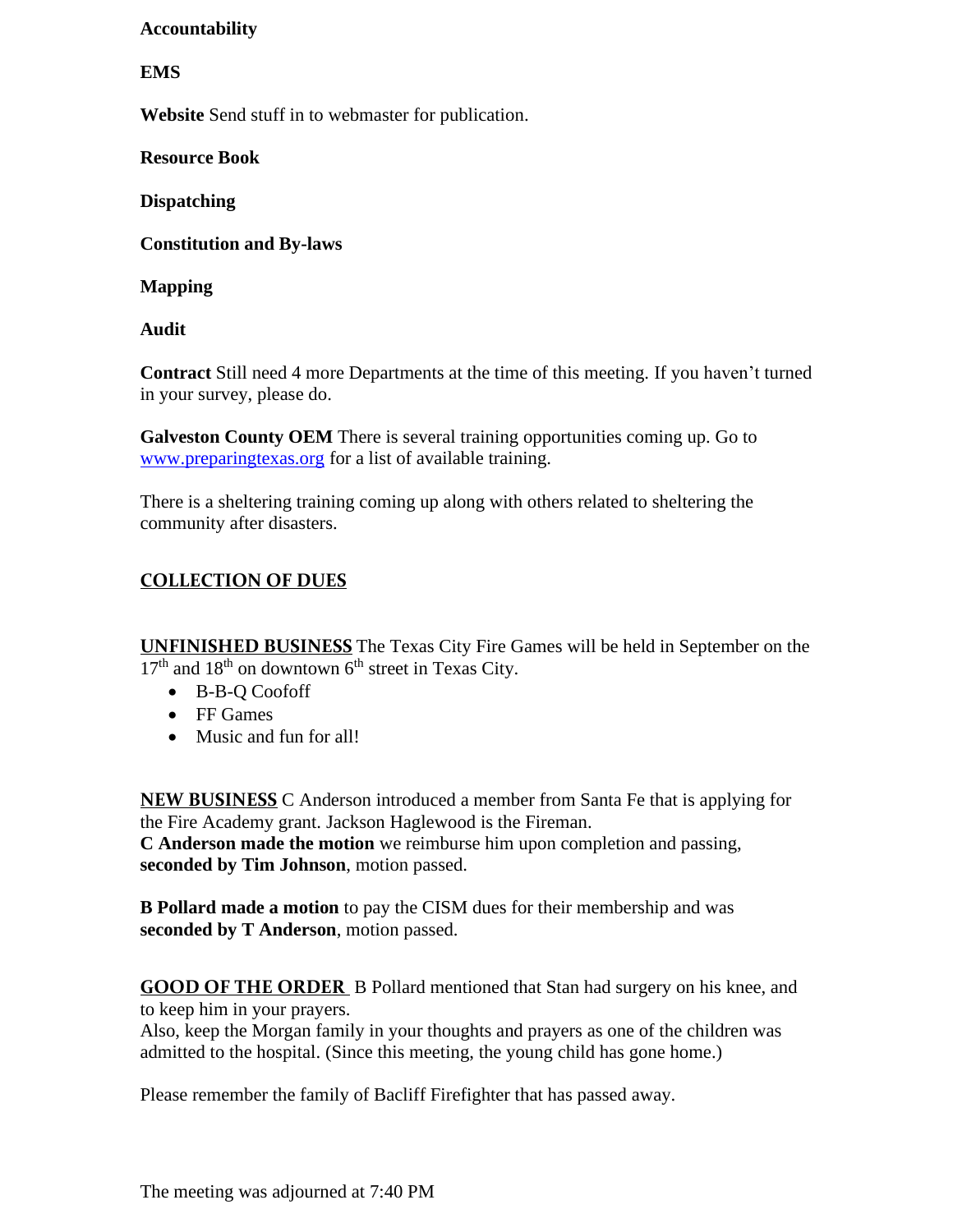**Accountability**

**EMS**

**Website** Send stuff in to webmaster for publication.

**Resource Book**

**Dispatching**

**Constitution and By-laws**

**Mapping**

**Audit**

**Contract** Still need 4 more Departments at the time of this meeting. If you haven't turned in your survey, please do.

**Galveston County OEM** There is several training opportunities coming up. Go to [www.preparingtexas.org](http://www.preparingtexas.org) for a list of available training.

There is a sheltering training coming up along with others related to sheltering the community after disasters.

## COLLECTION OF DUES

**UNFINISHED BUSINESS** The Texas City Fire Games will be held in September on the 17th and 18th on downtown 6th street in Texas City.

- B-B-Q Coofoff
- FF Games
- Music and fun for all!

**NEW BUSINESS** C Anderson introduced a member from Santa Fe that is applying for the Fire Academy grant. Jackson Haglewood is the Fireman.
**C Anderson made the motion** we reimburse him upon completion and passing, **seconded by Tim Johnson**, motion passed.

**B Pollard made a motion** to pay the CISM dues for their membership and was **seconded by T Anderson**, motion passed.

**GOOD OF THE ORDER** B Pollard mentioned that Stan had surgery on his knee, and to keep him in your prayers.
Also, keep the Morgan family in your thoughts and prayers as one of the children was admitted to the hospital. (Since this meeting, the young child has gone home.)

Please remember the family of Bacliff Firefighter that has passed away.

The meeting was adjourned at 7:40 PM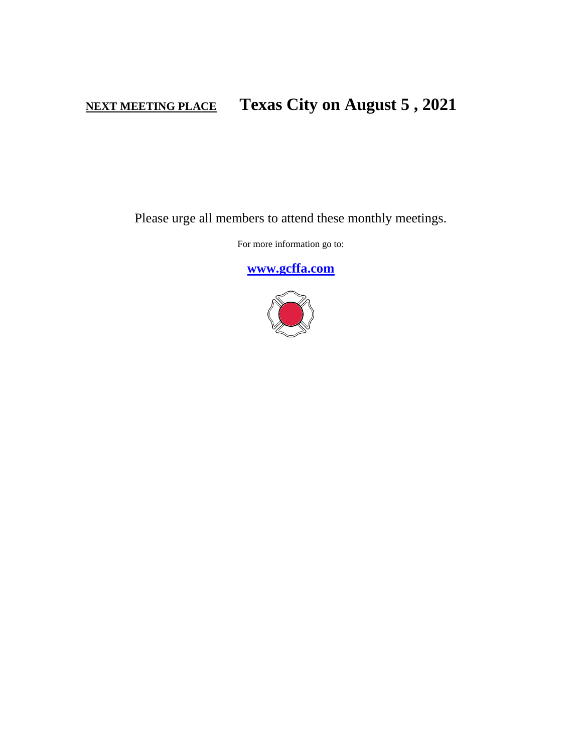**NEXT MEETING PLACE** **Texas City on August 5 , 2021**

Please urge all members to attend these monthly meetings.

For more information go to:

**www.gcffa.com**